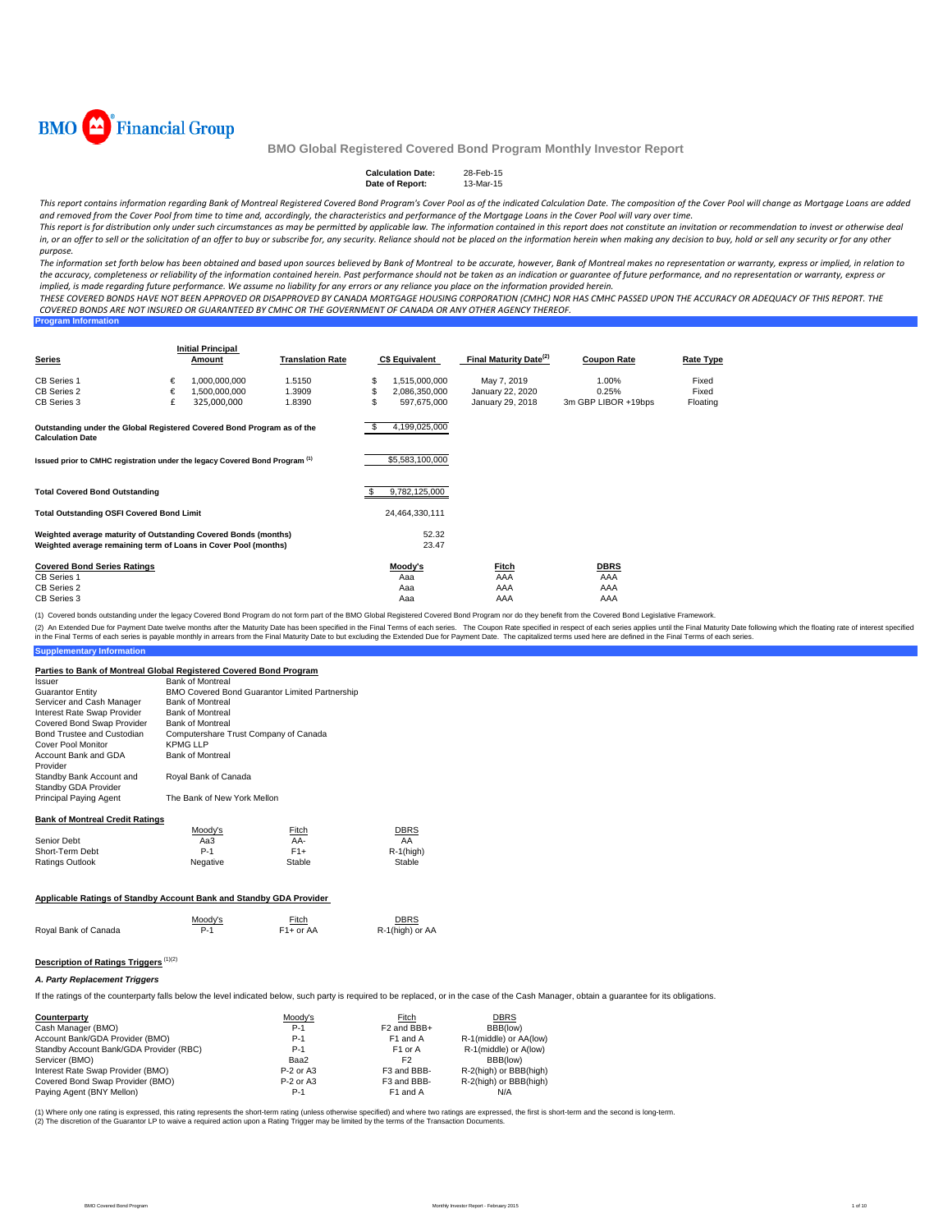BMO Financial Group

# BMO Global Registered Covered Bond Program Monthly Investor Report

**Calculation Date:** 28-Feb-15
**Date of Report:** 13-Mar-15

*This report contains information regarding Bank of Montreal Registered Covered Bond Program's Cover Pool as of the indicated Calculation Date. The composition of the Cover Pool will change as Mortgage Loans are added and removed from the Cover Pool from time to time and, accordingly, the characteristics and performance of the Mortgage Loans in the Cover Pool will vary over time.*

*This report is for distribution only under such circumstances as may be permitted by applicable law. The information contained in this report does not constitute an invitation or recommendation to invest or otherwise deal in, or an offer to sell or the solicitation of an offer to buy or subscribe for, any security. Reliance should not be placed on the information herein when making any decision to buy, hold or sell any security or for any other purpose.*

*The information set forth below has been obtained and based upon sources believed by Bank of Montreal to be accurate, however, Bank of Montreal makes no representation or warranty, express or implied, in relation to the accuracy, completeness or reliability of the information contained herein. Past performance should not be taken as an indication or guarantee of future performance, and no representation or warranty, express or implied, is made regarding future performance. We assume no liability for any errors or any reliance you place on the information provided herein.*

*THESE COVERED BONDS HAVE NOT BEEN APPROVED OR DISAPPROVED BY CANADA MORTGAGE HOUSING CORPORATION (CMHC) NOR HAS CMHC PASSED UPON THE ACCURACY OR ADEQUACY OF THIS REPORT. THE COVERED BONDS ARE NOT INSURED OR GUARANTEED BY CMHC OR THE GOVERNMENT OF CANADA OR ANY OTHER AGENCY THEREOF.*

## Program Information

| Series | | Initial Principal Amount | Translation Rate | C$ Equivalent | Final Maturity Date[(2)] | Coupon Rate | Rate Type |
|---|---|---|---|---|---|---|---|
| CB Series 1 | € | 1,000,000,000 | 1.5150 | $ 1,515,000,000 | May 7, 2019 | 1.00% | Fixed |
| CB Series 2 | € | 1,500,000,000 | 1.3909 | $ 2,086,350,000 | January 22, 2020 | 0.25% | Fixed |
| CB Series 3 | £ | 325,000,000 | 1.8390 | $ 597,675,000 | January 29, 2018 | 3m GBP LIBOR +19bps | Floating |

| | |
|---|---|
| Outstanding under the Global Registered Covered Bond Program as of the Calculation Date | $ 4,199,025,000 |
| Issued prior to CMHC registration under the legacy Covered Bond Program [(1)] | $5,583,100,000 |
| Total Covered Bond Outstanding | $ 9,782,125,000 |
| Total Outstanding OSFI Covered Bond Limit | 24,464,330,111 |
| Weighted average maturity of Outstanding Covered Bonds (months) | 52.32 |
| Weighted average remaining term of Loans in Cover Pool (months) | 23.47 |

| Covered Bond Series Ratings | Moody's | Fitch | DBRS |
|---|---|---|---|
| CB Series 1 | Aaa | AAA | AAA |
| CB Series 2 | Aaa | AAA | AAA |
| CB Series 3 | Aaa | AAA | AAA |

(1) Covered bonds outstanding under the legacy Covered Bond Program do not form part of the BMO Global Registered Covered Bond Program nor do they benefit from the Covered Bond Legislative Framework.

(2) An Extended Due for Payment Date twelve months after the Maturity Date has been specified in the Final Terms of each series. The Coupon Rate specified in respect of each series applies until the Final Maturity Date following which the floating rate of interest specified in the Final Terms of each series is payable monthly in arrears from the Final Maturity Date to but excluding the Extended Due for Payment Date. The capitalized terms used here are defined in the Final Terms of each series.

## Supplementary Information

### Parties to Bank of Montreal Global Registered Covered Bond Program

| | |
|---|---|
| Issuer | Bank of Montreal |
| Guarantor Entity | BMO Covered Bond Guarantor Limited Partnership |
| Servicer and Cash Manager | Bank of Montreal |
| Interest Rate Swap Provider | Bank of Montreal |
| Covered Bond Swap Provider | Bank of Montreal |
| Bond Trustee and Custodian | Computershare Trust Company of Canada |
| Cover Pool Monitor | KPMG LLP |
| Account Bank and GDA Provider | Bank of Montreal |
| Standby Bank Account and Standby GDA Provider | Royal Bank of Canada |
| Principal Paying Agent | The Bank of New York Mellon |

### Bank of Montreal Credit Ratings

| | Moody's | Fitch | DBRS |
|---|---|---|---|
| Senior Debt | Aa3 | AA- | AA |
| Short-Term Debt | P-1 | F1+ | R-1(high) |
| Ratings Outlook | Negative | Stable | Stable |

### Applicable Ratings of Standby Account Bank and Standby GDA Provider

| | Moody's | Fitch | DBRS |
|---|---|---|---|
| Royal Bank of Canada | P-1 | F1+ or AA | R-1(high) or AA |

### Description of Ratings Triggers [(1)(2)]

#### *A. Party Replacement Triggers*

If the ratings of the counterparty falls below the level indicated below, such party is required to be replaced, or in the case of the Cash Manager, obtain a guarantee for its obligations.

| Counterparty | Moody's | Fitch | DBRS |
|---|---|---|---|
| Cash Manager (BMO) | P-1 | F2 and BBB+ | BBB(low) |
| Account Bank/GDA Provider (BMO) | P-1 | F1 and A | R-1(middle) or AA(low) |
| Standby Account Bank/GDA Provider (RBC) | P-1 | F1 or A | R-1(middle) or A(low) |
| Servicer (BMO) | Baa2 | F2 | BBB(low) |
| Interest Rate Swap Provider (BMO) | P-2 or A3 | F3 and BBB- | R-2(high) or BBB(high) |
| Covered Bond Swap Provider (BMO) | P-2 or A3 | F3 and BBB- | R-2(high) or BBB(high) |
| Paying Agent (BNY Mellon) | P-1 | F1 and A | N/A |

(1) Where only one rating is expressed, this rating represents the short-term rating (unless otherwise specified) and where two ratings are expressed, the first is short-term and the second is long-term.
(2) The discretion of the Guarantor LP to waive a required action upon a Rating Trigger may be limited by the terms of the Transaction Documents.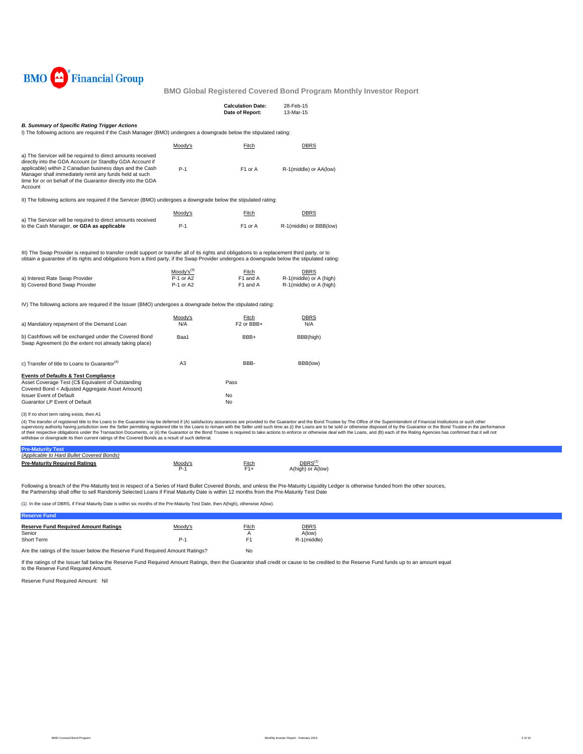BMO Financial Group

## BMO Global Registered Covered Bond Program Monthly Investor Report

| | |
|---|---|
| **Calculation Date:** | 28-Feb-15 |
| **Date of Report:** | 13-Mar-15 |

### *B. Summary of Specific Rating Trigger Actions*

I) The following actions are required if the Cash Manager (BMO) undergoes a downgrade below the stipulated rating:

| | Moody's | Fitch | DBRS |
|---|---|---|---|
| a) The Servicer will be required to direct amounts received directly into the GDA Account (or Standby GDA Account if applicable) within 2 Canadian business days and the Cash Manager shall immediately remit any funds held at such time for or on behalf of the Guarantor directly into the GDA Account | P-1 | F1 or A | R-1(middle) or AA(low) |

II) The following actions are required if the Servicer (BMO) undergoes a downgrade below the stipulated rating:

| | Moody's | Fitch | DBRS |
|---|---|---|---|
| a) The Servicer will be required to direct amounts received to the Cash Manager, **or GDA as applicable** | P-1 | F1 or A | R-1(middle) or BBB(low) |

III) The Swap Provider is required to transfer credit support or transfer all of its rights and obligations to a replacement third party, or to obtain a guarantee of its rights and obligations from a third party, if the Swap Provider undergoes a downgrade below the stipulated rating:

| | Moody's[(3)] | Fitch | DBRS |
|---|---|---|---|
| a) Interest Rate Swap Provider | P-1 or A2 | F1 and A | R-1(middle) or A (high) |
| b) Covered Bond Swap Provider | P-1 or A2 | F1 and A | R-1(middle) or A (high) |

IV) The following actions are required if the Issuer (BMO) undergoes a downgrade below the stipulated rating:

| | Moody's | Fitch | DBRS |
|---|---|---|---|
| a) Mandatory repayment of the Demand Loan | N/A | F2 or BBB+ | N/A |
| b) Cashflows will be exchanged under the Covered Bond Swap Agreement (to the extent not already taking place) | Baa1 | BBB+ | BBB(high) |
| c) Transfer of title to Loans to Guarantor[(4)] | A3 | BBB- | BBB(low) |

**Events of Defaults & Test Compliance**

| | |
|---|---|
| Asset Coverage Test (C$ Equivalent of Outstanding Covered Bond < Adjusted Aggregate Asset Amount) | Pass |
| Issuer Event of Default | No |
| Guarantor LP Event of Default | No |

(3) If no short term rating exists, then A1

(4) The transfer of registered title to the Loans to the Guarantor may be deferred if (A) satisfactory assurances are provided to the Guarantor and the Bond Trustee by The Office of the Superintendent of Financial Institutions or such other supervisory authority having jurisdiction over the Seller permitting registered title to the Loans to remain with the Seller until such time as (i) the Loans are to be sold or otherwise disposed of by the Guarantor or the Bond Trustee in the performance of their respective obligations under the Transaction Documents, or (ii) the Guarantor or the Bond Trustee is required to take actions to enforce or otherwise deal with the Loans, and (B) each of the Rating Agencies has confirmed that it will not withdraw or downgrade its then current ratings of the Covered Bonds as a result of such deferral.

### Pre-Maturity Test

*(Applicable to Hard Bullet Covered Bonds)*

| **Pre-Maturity Required Ratings** | Moody's | Fitch | DBRS[(1)] |
|---|---|---|---|
| | P-1 | F1+ | A(high) or A(low) |

Following a breach of the Pre-Maturity test in respect of a Series of Hard Bullet Covered Bonds, and unless the Pre-Maturity Liquidity Ledger is otherwise funded from the other sources, the Partnership shall offer to sell Randomly Selected Loans if Final Maturity Date is within 12 months from the Pre-Maturity Test Date

(1) In the case of DBRS, if Final Maturity Date is within six months of the Pre-Maturity Test Date, then A(high), otherwise A(low).

### Reserve Fund

| **Reserve Fund Required Amount Ratings** | Moody's | Fitch | DBRS |
|---|---|---|---|
| Senior | | A | A(low) |
| Short Term | P-1 | F1 | R-1(middle) |

Are the ratings of the Issuer below the Reserve Fund Required Amount Ratings? No

If the ratings of the Issuer fall below the Reserve Fund Required Amount Ratings, then the Guarantor shall credit or cause to be credited to the Reserve Fund funds up to an amount equal to the Reserve Fund Required Amount.

Reserve Fund Required Amount: Nil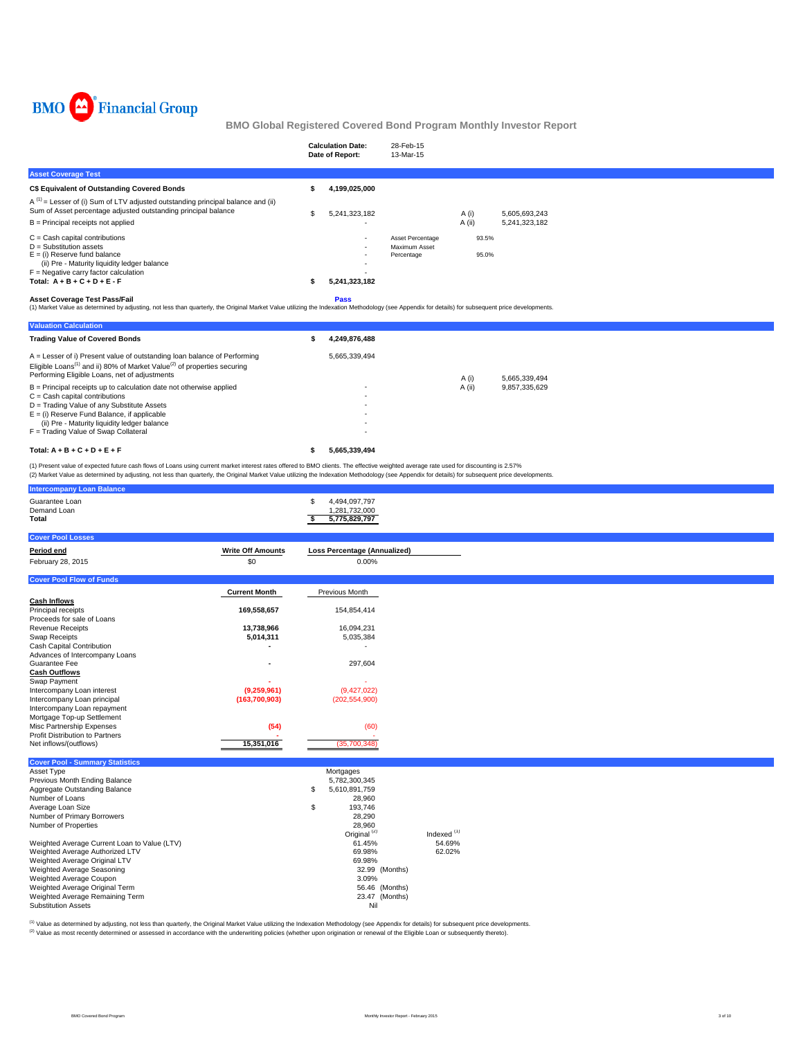BMO Financial Group

## BMO Global Registered Covered Bond Program Monthly Investor Report

| | |
|---|---|
| **Calculation Date:** | 28-Feb-15 |
| **Date of Report:** | 13-Mar-15 |

### Asset Coverage Test

| | | | | |
|---|---|---|---|---|
| **C$ Equivalent of Outstanding Covered Bonds** | **$ 4,199,025,000** | | | |
| A [1] = Lesser of (i) Sum of LTV adjusted outstanding principal balance and (ii) Sum of Asset percentage adjusted outstanding principal balance | $ 5,241,323,182 | | A (i) | 5,605,693,243 |
| B = Principal receipts not applied | - | | A (ii) | 5,241,323,182 |
| C = Cash capital contributions | - | Asset Percentage | 93.5% | |
| D = Substitution assets | - | Maximum Asset Percentage | 95.0% | |
| E = (i) Reserve fund balance | - | | | |
| (ii) Pre - Maturity liquidity ledger balance | - | | | |
| F = Negative carry factor calculation | - | | | |
| **Total: A + B + C + D + E - F** | **$ 5,241,323,182** | | | |

**Asset Coverage Test Pass/Fail** **Pass**

(1) Market Value as determined by adjusting, not less than quarterly, the Original Market Value utilizing the Indexation Methodology (see Appendix for details) for subsequent price developments.

### Valuation Calculation

| | | | |
|---|---|---|---|
| **Trading Value of Covered Bonds** | **$ 4,249,876,488** | | |
| A = Lesser of i) Present value of outstanding loan balance of Performing Eligible Loans[1] and ii) 80% of Market Value[2] of properties securing Performing Eligible Loans, net of adjustments | 5,665,339,494 | A (i) | 5,665,339,494 |
| B = Principal receipts up to calculation date not otherwise applied | - | A (ii) | 9,857,335,629 |
| C = Cash capital contributions | - | | |
| D = Trading Value of any Substitute Assets | - | | |
| E = (i) Reserve Fund Balance, if applicable | - | | |
| (ii) Pre - Maturity liquidity ledger balance | - | | |
| F = Trading Value of Swap Collateral | - | | |
| **Total: A + B + C + D + E + F** | **$ 5,665,339,494** | | |

(1) Present value of expected future cash flows of Loans using current market interest rates offered to BMO clients. The effective weighted average rate used for discounting is 2.57%
(2) Market Value as determined by adjusting, not less than quarterly, the Original Market Value utilizing the Indexation Methodology (see Appendix for details) for subsequent price developments.

### Intercompany Loan Balance

| | |
|---|---|
| Guarantee Loan | $ 4,494,097,797 |
| Demand Loan | 1,281,732,000 |
| **Total** | **$ 5,775,829,797** |

### Cover Pool Losses

| Period end | Write Off Amounts | Loss Percentage (Annualized) |
|---|---|---|
| February 28, 2015 | $0 | 0.00% |

### Cover Pool Flow of Funds

| | Current Month | Previous Month |
|---|---|---|
| **Cash Inflows** | | |
| Principal receipts | **169,558,657** | 154,854,414 |
| Proceeds for sale of Loans | | |
| Revenue Receipts | **13,738,966** | 16,094,231 |
| Swap Receipts | **5,014,311** | 5,035,384 |
| Cash Capital Contribution | - | - |
| Advances of Intercompany Loans | | |
| Guarantee Fee | - | 297,604 |
| **Cash Outflows** | | |
| Swap Payment | - | - |
| Intercompany Loan interest | **(9,259,961)** | (9,427,022) |
| Intercompany Loan principal | **(163,700,903)** | (202,554,900) |
| Intercompany Loan repayment | | |
| Mortgage Top-up Settlement | | |
| Misc Partnership Expenses | **(54)** | (60) |
| Profit Distribution to Partners | - | - |
| Net inflows/(outflows) | **15,351,016** | (35,700,348) |

### Cover Pool - Summary Statistics

| | Original [2] | Indexed [1] |
|---|---|---|
| Asset Type | Mortgages | |
| Previous Month Ending Balance | 5,782,300,345 | |
| Aggregate Outstanding Balance | $ 5,610,891,759 | |
| Number of Loans | 28,960 | |
| Average Loan Size | $ 193,746 | |
| Number of Primary Borrowers | 28,290 | |
| Number of Properties | 28,960 | |
| Weighted Average Current Loan to Value (LTV) | 61.45% | 54.69% |
| Weighted Average Authorized LTV | 69.98% | 62.02% |
| Weighted Average Original LTV | 69.98% | |
| Weighted Average Seasoning | 32.99 (Months) | |
| Weighted Average Coupon | 3.09% | |
| Weighted Average Original Term | 56.46 (Months) | |
| Weighted Average Remaining Term | 23.47 (Months) | |
| Substitution Assets | Nil | |

[1] Value as determined by adjusting, not less than quarterly, the Original Market Value utilizing the Indexation Methodology (see Appendix for details) for subsequent price developments.
[2] Value as most recently determined or assessed in accordance with the underwriting policies (whether upon origination or renewal of the Eligible Loan or subsequently thereto).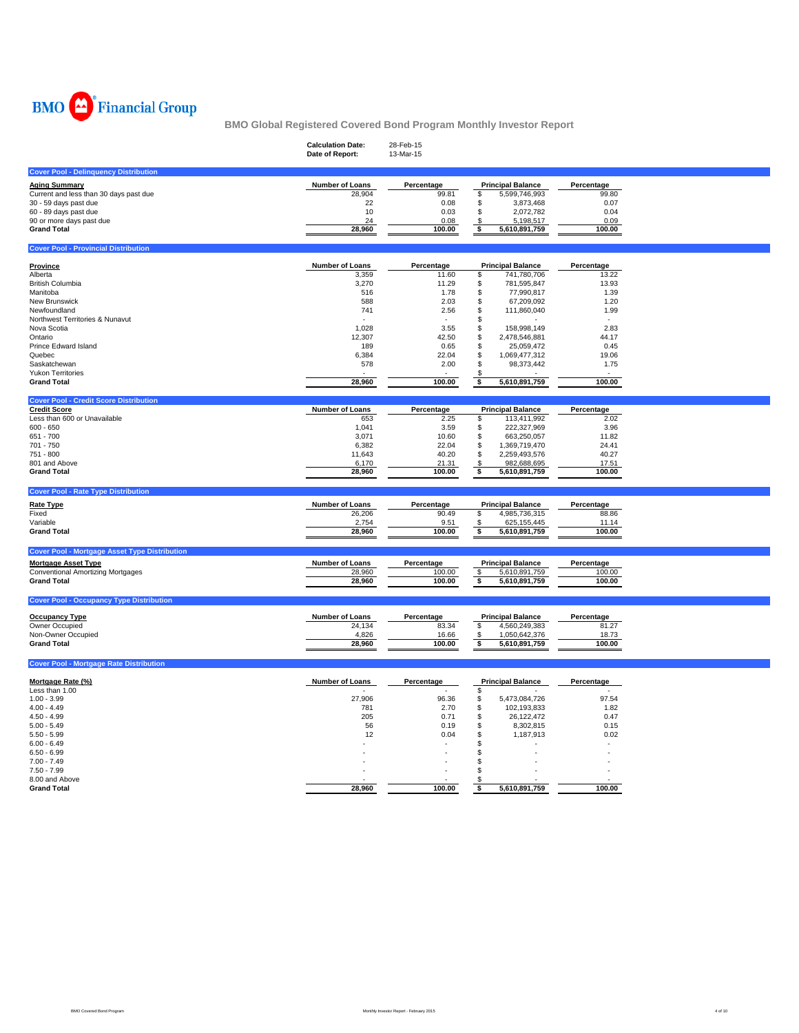BMO Financial Group

# BMO Global Registered Covered Bond Program Monthly Investor Report

**Calculation Date:** 28-Feb-15
**Date of Report:** 13-Mar-15

## Cover Pool - Delinquency Distribution

| Aging Summary | Number of Loans | Percentage | Principal Balance | Percentage |
|---|---|---|---|---|
| Current and less than 30 days past due | 28,904 | 99.81 | $ 5,599,746,993 | 99.80 |
| 30 - 59 days past due | 22 | 0.08 | $ 3,873,468 | 0.07 |
| 60 - 89 days past due | 10 | 0.03 | $ 2,072,782 | 0.04 |
| 90 or more days past due | 24 | 0.08 | $ 5,198,517 | 0.09 |
| **Grand Total** | **28,960** | **100.00** | **$ 5,610,891,759** | **100.00** |

## Cover Pool - Provincial Distribution

| Province | Number of Loans | Percentage | Principal Balance | Percentage |
|---|---|---|---|---|
| Alberta | 3,359 | 11.60 | $ 741,780,706 | 13.22 |
| British Columbia | 3,270 | 11.29 | $ 781,595,847 | 13.93 |
| Manitoba | 516 | 1.78 | $ 77,990,817 | 1.39 |
| New Brunswick | 588 | 2.03 | $ 67,209,092 | 1.20 |
| Newfoundland | 741 | 2.56 | $ 111,860,040 | 1.99 |
| Northwest Territories & Nunavut | - | - | $ - | - |
| Nova Scotia | 1,028 | 3.55 | $ 158,998,149 | 2.83 |
| Ontario | 12,307 | 42.50 | $ 2,478,546,881 | 44.17 |
| Prince Edward Island | 189 | 0.65 | $ 25,059,472 | 0.45 |
| Quebec | 6,384 | 22.04 | $ 1,069,477,312 | 19.06 |
| Saskatchewan | 578 | 2.00 | $ 98,373,442 | 1.75 |
| Yukon Territories | - | - | $ - | - |
| **Grand Total** | **28,960** | **100.00** | **$ 5,610,891,759** | **100.00** |

## Cover Pool - Credit Score Distribution

| Credit Score | Number of Loans | Percentage | Principal Balance | Percentage |
|---|---|---|---|---|
| Less than 600 or Unavailable | 653 | 2.25 | $ 113,411,992 | 2.02 |
| 600 - 650 | 1,041 | 3.59 | $ 222,327,969 | 3.96 |
| 651 - 700 | 3,071 | 10.60 | $ 663,250,057 | 11.82 |
| 701 - 750 | 6,382 | 22.04 | $ 1,369,719,470 | 24.41 |
| 751 - 800 | 11,643 | 40.20 | $ 2,259,493,576 | 40.27 |
| 801 and Above | 6,170 | 21.31 | $ 982,688,695 | 17.51 |
| **Grand Total** | **28,960** | **100.00** | **$ 5,610,891,759** | **100.00** |

## Cover Pool - Rate Type Distribution

| Rate Type | Number of Loans | Percentage | Principal Balance | Percentage |
|---|---|---|---|---|
| Fixed | 26,206 | 90.49 | $ 4,985,736,315 | 88.86 |
| Variable | 2,754 | 9.51 | $ 625,155,445 | 11.14 |
| **Grand Total** | **28,960** | **100.00** | **$ 5,610,891,759** | **100.00** |

## Cover Pool - Mortgage Asset Type Distribution

| Mortgage Asset Type | Number of Loans | Percentage | Principal Balance | Percentage |
|---|---|---|---|---|
| Conventional Amortizing Mortgages | 28,960 | 100.00 | $ 5,610,891,759 | 100.00 |
| **Grand Total** | **28,960** | **100.00** | **$ 5,610,891,759** | **100.00** |

## Cover Pool - Occupancy Type Distribution

| Occupancy Type | Number of Loans | Percentage | Principal Balance | Percentage |
|---|---|---|---|---|
| Owner Occupied | 24,134 | 83.34 | $ 4,560,249,383 | 81.27 |
| Non-Owner Occupied | 4,826 | 16.66 | $ 1,050,642,376 | 18.73 |
| **Grand Total** | **28,960** | **100.00** | **$ 5,610,891,759** | **100.00** |

## Cover Pool - Mortgage Rate Distribution

| Mortgage Rate (%) | Number of Loans | Percentage | Principal Balance | Percentage |
|---|---|---|---|---|
| Less than 1.00 | - | - | $ - | - |
| 1.00 - 3.99 | 27,906 | 96.36 | $ 5,473,084,726 | 97.54 |
| 4.00 - 4.49 | 781 | 2.70 | $ 102,193,833 | 1.82 |
| 4.50 - 4.99 | 205 | 0.71 | $ 26,122,472 | 0.47 |
| 5.00 - 5.49 | 56 | 0.19 | $ 8,302,815 | 0.15 |
| 5.50 - 5.99 | 12 | 0.04 | $ 1,187,913 | 0.02 |
| 6.00 - 6.49 | - | - | $ - | - |
| 6.50 - 6.99 | - | - | $ - | - |
| 7.00 - 7.49 | - | - | $ - | - |
| 7.50 - 7.99 | - | - | $ - | - |
| 8.00 and Above | - | - | $ - | - |
| **Grand Total** | **28,960** | **100.00** | **$ 5,610,891,759** | **100.00** |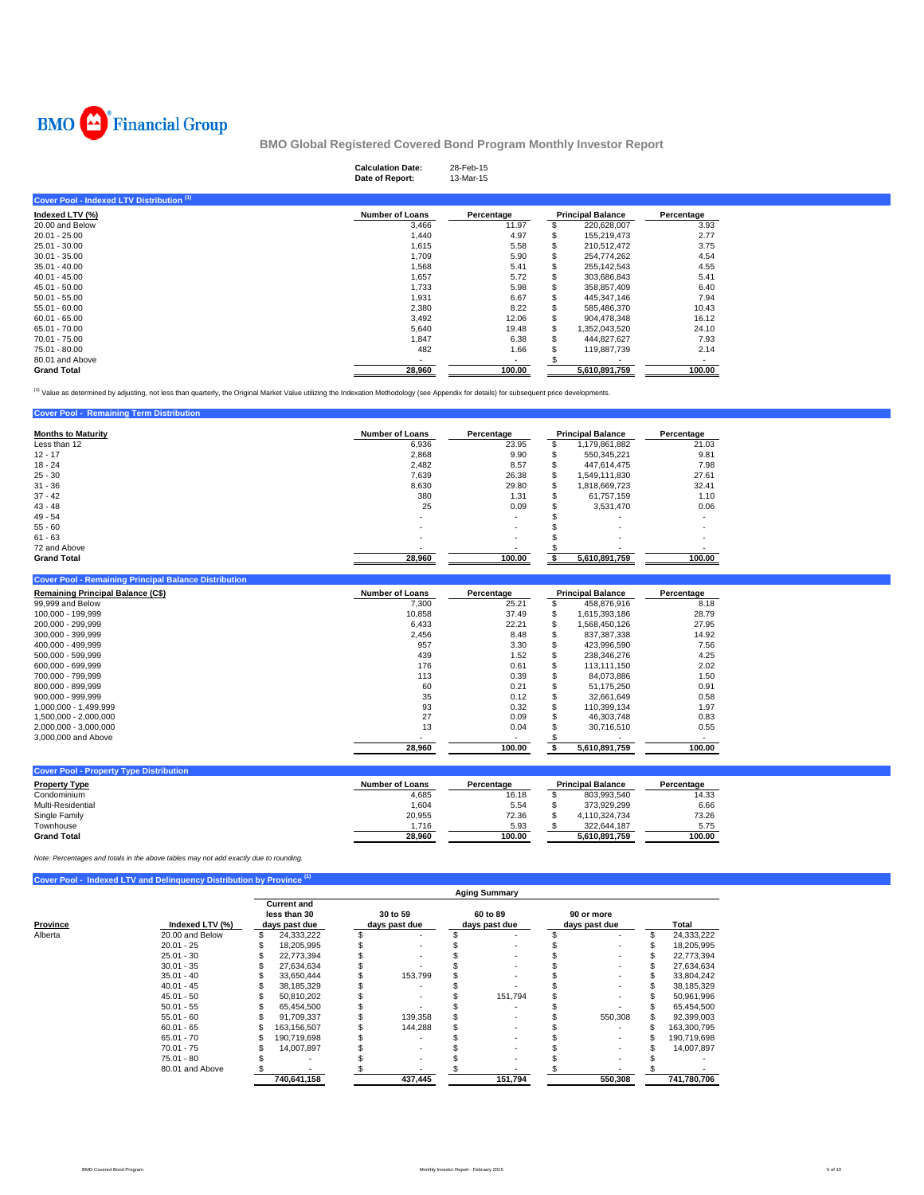BMO Financial Group

# BMO Global Registered Covered Bond Program Monthly Investor Report

**Calculation Date:** 28-Feb-15
**Date of Report:** 13-Mar-15

## Cover Pool - Indexed LTV Distribution [1]

| Indexed LTV (%) | Number of Loans | Percentage | Principal Balance | Percentage |
|---|---|---|---|---|
| 20.00 and Below | 3,466 | 11.97 | $ 220,628,007 | 3.93 |
| 20.01 - 25.00 | 1,440 | 4.97 | $ 155,219,473 | 2.77 |
| 25.01 - 30.00 | 1,615 | 5.58 | $ 210,512,472 | 3.75 |
| 30.01 - 35.00 | 1,709 | 5.90 | $ 254,774,262 | 4.54 |
| 35.01 - 40.00 | 1,568 | 5.41 | $ 255,142,543 | 4.55 |
| 40.01 - 45.00 | 1,657 | 5.72 | $ 303,686,843 | 5.41 |
| 45.01 - 50.00 | 1,733 | 5.98 | $ 358,857,409 | 6.40 |
| 50.01 - 55.00 | 1,931 | 6.67 | $ 445,347,146 | 7.94 |
| 55.01 - 60.00 | 2,380 | 8.22 | $ 585,486,370 | 10.43 |
| 60.01 - 65.00 | 3,492 | 12.06 | $ 904,478,348 | 16.12 |
| 65.01 - 70.00 | 5,640 | 19.48 | $ 1,352,043,520 | 24.10 |
| 70.01 - 75.00 | 1,847 | 6.38 | $ 444,827,627 | 7.93 |
| 75.01 - 80.00 | 482 | 1.66 | $ 119,887,739 | 2.14 |
| 80.01 and Above | - | - | $ - | - |
| **Grand Total** | **28,960** | **100.00** | **5,610,891,759** | **100.00** |

[1] Value as determined by adjusting, not less than quarterly, the Original Market Value utilizing the Indexation Methodology (see Appendix for details) for subsequent price developments.

## Cover Pool - Remaining Term Distribution

| Months to Maturity | Number of Loans | Percentage | Principal Balance | Percentage |
|---|---|---|---|---|
| Less than 12 | 6,936 | 23.95 | $ 1,179,861,882 | 21.03 |
| 12 - 17 | 2,868 | 9.90 | $ 550,345,221 | 9.81 |
| 18 - 24 | 2,482 | 8.57 | $ 447,614,475 | 7.98 |
| 25 - 30 | 7,639 | 26.38 | $ 1,549,111,830 | 27.61 |
| 31 - 36 | 8,630 | 29.80 | $ 1,818,669,723 | 32.41 |
| 37 - 42 | 380 | 1.31 | $ 61,757,159 | 1.10 |
| 43 - 48 | 25 | 0.09 | $ 3,531,470 | 0.06 |
| 49 - 54 | - | - | $ - | - |
| 55 - 60 | - | - | $ - | - |
| 61 - 63 | - | - | $ - | - |
| 72 and Above | - | - | $ - | - |
| **Grand Total** | **28,960** | **100.00** | **$ 5,610,891,759** | **100.00** |

## Cover Pool - Remaining Principal Balance Distribution

| Remaining Principal Balance (C$) | Number of Loans | Percentage | Principal Balance | Percentage |
|---|---|---|---|---|
| 99,999 and Below | 7,300 | 25.21 | $ 458,876,916 | 8.18 |
| 100,000 - 199,999 | 10,858 | 37.49 | $ 1,615,393,186 | 28.79 |
| 200,000 - 299,999 | 6,433 | 22.21 | $ 1,568,450,126 | 27.95 |
| 300,000 - 399,999 | 2,456 | 8.48 | $ 837,387,338 | 14.92 |
| 400,000 - 499,999 | 957 | 3.30 | $ 423,996,590 | 7.56 |
| 500,000 - 599,999 | 439 | 1.52 | $ 238,346,276 | 4.25 |
| 600,000 - 699,999 | 176 | 0.61 | $ 113,111,150 | 2.02 |
| 700,000 - 799,999 | 113 | 0.39 | $ 84,073,886 | 1.50 |
| 800,000 - 899,999 | 60 | 0.21 | $ 51,175,250 | 0.91 |
| 900,000 - 999,999 | 35 | 0.12 | $ 32,661,649 | 0.58 |
| 1,000,000 - 1,499,999 | 93 | 0.32 | $ 110,399,134 | 1.97 |
| 1,500,000 - 2,000,000 | 27 | 0.09 | $ 46,303,748 | 0.83 |
| 2,000,000 - 3,000,000 | 13 | 0.04 | $ 30,716,510 | 0.55 |
| 3,000,000 and Above | - | - | $ - | - |
| | **28,960** | **100.00** | **$ 5,610,891,759** | **100.00** |

## Cover Pool - Property Type Distribution

| Property Type | Number of Loans | Percentage | Principal Balance | Percentage |
|---|---|---|---|---|
| Condominium | 4,685 | 16.18 | $ 803,993,540 | 14.33 |
| Multi-Residential | 1,604 | 5.54 | $ 373,929,299 | 6.66 |
| Single Family | 20,955 | 72.36 | $ 4,110,324,734 | 73.26 |
| Townhouse | 1,716 | 5.93 | $ 322,644,187 | 5.75 |
| **Grand Total** | **28,960** | **100.00** | **5,610,891,759** | **100.00** |

*Note: Percentages and totals in the above tables may not add exactly due to rounding.*

## Cover Pool - Indexed LTV and Delinquency Distribution by Province [1]

| | | Aging Summary | | | | |
|---|---|---|---|---|---|---|
| Province | Indexed LTV (%) | Current and less than 30 days past due | 30 to 59 days past due | 60 to 89 days past due | 90 or more days past due | Total |
| Alberta | 20.00 and Below | $ 24,333,222 | $ - | $ - | $ - | $ 24,333,222 |
| | 20.01 - 25 | $ 18,205,995 | $ - | $ - | $ - | $ 18,205,995 |
| | 25.01 - 30 | $ 22,773,394 | $ - | $ - | $ - | $ 22,773,394 |
| | 30.01 - 35 | $ 27,634,634 | $ - | $ - | $ - | $ 27,634,634 |
| | 35.01 - 40 | $ 33,650,444 | $ 153,799 | $ - | $ - | $ 33,804,242 |
| | 40.01 - 45 | $ 38,185,329 | $ - | $ - | $ - | $ 38,185,329 |
| | 45.01 - 50 | $ 50,810,202 | $ - | $ 151,794 | $ - | $ 50,961,996 |
| | 50.01 - 55 | $ 65,454,500 | $ - | $ - | $ - | $ 65,454,500 |
| | 55.01 - 60 | $ 91,709,337 | $ 139,358 | $ - | $ 550,308 | $ 92,399,003 |
| | 60.01 - 65 | $ 163,156,507 | $ 144,288 | $ - | $ - | $ 163,300,795 |
| | 65.01 - 70 | $ 190,719,698 | $ - | $ - | $ - | $ 190,719,698 |
| | 70.01 - 75 | $ 14,007,897 | $ - | $ - | $ - | $ 14,007,897 |
| | 75.01 - 80 | $ - | $ - | $ - | $ - | $ - |
| | 80.01 and Above | $ - | $ - | $ - | $ - | $ - |
| | | **740,641,158** | **437,445** | **151,794** | **550,308** | **741,780,706** |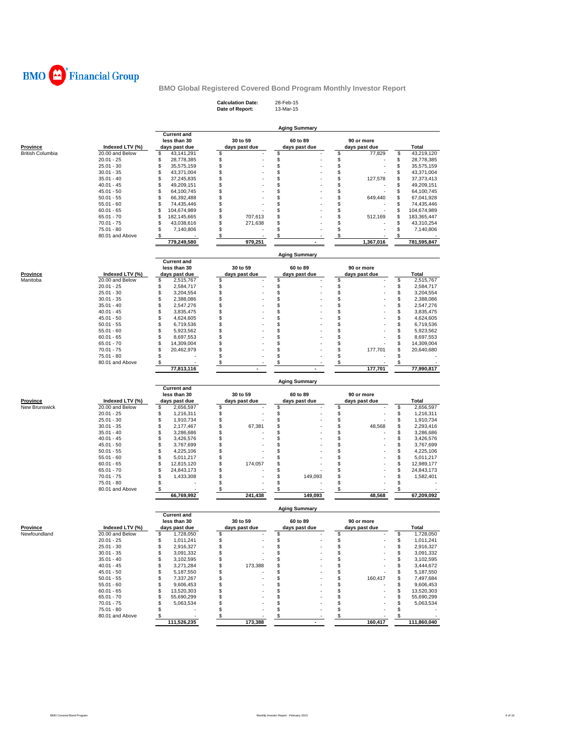BMO Financial Group

**BMO Global Registered Covered Bond Program Monthly Investor Report**

**Calculation Date:** 28-Feb-15
**Date of Report:** 13-Mar-15

**Aging Summary**

| Province | Indexed LTV (%) | Current and less than 30 days past due | 30 to 59 days past due | 60 to 89 days past due | 90 or more days past due | Total |
|---|---|---|---|---|---|---|
| British Columbia | 20.00 and Below | $ 43,141,291 | $ - | $ - | $ 77,829 | $ 43,219,120 |
| | 20.01 - 25 | $ 28,778,385 | $ - | $ - | $ - | $ 28,778,385 |
| | 25.01 - 30 | $ 35,575,159 | $ - | $ - | $ - | $ 35,575,159 |
| | 30.01 - 35 | $ 43,371,004 | $ - | $ - | $ - | $ 43,371,004 |
| | 35.01 - 40 | $ 37,245,835 | $ - | $ - | $ 127,578 | $ 37,373,413 |
| | 40.01 - 45 | $ 49,209,151 | $ - | $ - | $ - | $ 49,209,151 |
| | 45.01 - 50 | $ 64,100,745 | $ - | $ - | $ - | $ 64,100,745 |
| | 50.01 - 55 | $ 66,392,488 | $ - | $ - | $ 649,440 | $ 67,041,928 |
| | 55.01 - 60 | $ 74,435,446 | $ - | $ - | $ - | $ 74,435,446 |
| | 60.01 - 65 | $ 104,674,989 | $ - | $ - | $ - | $ 104,674,989 |
| | 65.01 - 70 | $ 182,145,665 | $ 707,613 | $ - | $ 512,169 | $ 183,365,447 |
| | 70.01 - 75 | $ 43,038,616 | $ 271,638 | $ - | $ - | $ 43,310,254 |
| | 75.01 - 80 | $ 7,140,806 | $ - | $ - | $ - | $ 7,140,806 |
| | 80.01 and Above | $ - | $ - | $ - | $ - | $ - |
| | | 779,249,580 | 979,251 | - | 1,367,016 | 781,595,847 |

**Aging Summary**

| Province | Indexed LTV (%) | Current and less than 30 days past due | 30 to 59 days past due | 60 to 89 days past due | 90 or more days past due | Total |
|---|---|---|---|---|---|---|
| Manitoba | 20.00 and Below | $ 2,515,767 | $ - | $ - | $ - | $ 2,515,767 |
| | 20.01 - 25 | $ 2,584,717 | $ - | $ - | $ - | $ 2,584,717 |
| | 25.01 - 30 | $ 3,204,554 | $ - | $ - | $ - | $ 3,204,554 |
| | 30.01 - 35 | $ 2,388,086 | $ - | $ - | $ - | $ 2,388,086 |
| | 35.01 - 40 | $ 2,547,276 | $ - | $ - | $ - | $ 2,547,276 |
| | 40.01 - 45 | $ 3,835,475 | $ - | $ - | $ - | $ 3,835,475 |
| | 45.01 - 50 | $ 4,624,605 | $ - | $ - | $ - | $ 4,624,605 |
| | 50.01 - 55 | $ 6,719,536 | $ - | $ - | $ - | $ 6,719,536 |
| | 55.01 - 60 | $ 5,923,562 | $ - | $ - | $ - | $ 5,923,562 |
| | 60.01 - 65 | $ 8,697,553 | $ - | $ - | $ - | $ 8,697,553 |
| | 65.01 - 70 | $ 14,309,004 | $ - | $ - | $ - | $ 14,309,004 |
| | 70.01 - 75 | $ 20,462,979 | $ - | $ - | $ 177,701 | $ 20,640,680 |
| | 75.01 - 80 | $ - | $ - | $ - | $ - | $ - |
| | 80.01 and Above | $ - | $ - | $ - | $ - | $ - |
| | | 77,813,116 | - | - | 177,701 | 77,990,817 |

**Aging Summary**

| Province | Indexed LTV (%) | Current and less than 30 days past due | 30 to 59 days past due | 60 to 89 days past due | 90 or more days past due | Total |
|---|---|---|---|---|---|---|
| New Brunswick | 20.00 and Below | $ 2,656,597 | $ - | $ - | $ - | $ 2,656,597 |
| | 20.01 - 25 | $ 1,216,311 | $ - | $ - | $ - | $ 1,216,311 |
| | 25.01 - 30 | $ 1,910,734 | $ - | $ - | $ - | $ 1,910,734 |
| | 30.01 - 35 | $ 2,177,467 | $ 67,381 | $ - | $ 48,568 | $ 2,293,416 |
| | 35.01 - 40 | $ 3,286,686 | $ - | $ - | $ - | $ 3,286,686 |
| | 40.01 - 45 | $ 3,426,576 | $ - | $ - | $ - | $ 3,426,576 |
| | 45.01 - 50 | $ 3,767,699 | $ - | $ - | $ - | $ 3,767,699 |
| | 50.01 - 55 | $ 4,225,106 | $ - | $ - | $ - | $ 4,225,106 |
| | 55.01 - 60 | $ 5,011,217 | $ - | $ - | $ - | $ 5,011,217 |
| | 60.01 - 65 | $ 12,815,120 | $ 174,057 | $ - | $ - | $ 12,989,177 |
| | 65.01 - 70 | $ 24,843,173 | $ - | $ - | $ - | $ 24,843,173 |
| | 70.01 - 75 | $ 1,433,308 | $ - | $ 149,093 | $ - | $ 1,582,401 |
| | 75.01 - 80 | $ - | $ - | $ - | $ - | $ - |
| | 80.01 and Above | $ - | $ - | $ - | $ - | $ - |
| | | 66,769,992 | 241,438 | 149,093 | 48,568 | 67,209,092 |

**Aging Summary**

| Province | Indexed LTV (%) | Current and less than 30 days past due | 30 to 59 days past due | 60 to 89 days past due | 90 or more days past due | Total |
|---|---|---|---|---|---|---|
| Newfoundland | 20.00 and Below | $ 1,728,050 | $ - | $ - | $ - | $ 1,728,050 |
| | 20.01 - 25 | $ 1,011,241 | $ - | $ - | $ - | $ 1,011,241 |
| | 25.01 - 30 | $ 2,916,327 | $ - | $ - | $ - | $ 2,916,327 |
| | 30.01 - 35 | $ 3,091,332 | $ - | $ - | $ - | $ 3,091,332 |
| | 35.01 - 40 | $ 3,102,595 | $ - | $ - | $ - | $ 3,102,595 |
| | 40.01 - 45 | $ 3,271,284 | $ 173,388 | $ - | $ - | $ 3,444,672 |
| | 45.01 - 50 | $ 5,187,550 | $ - | $ - | $ - | $ 5,187,550 |
| | 50.01 - 55 | $ 7,337,267 | $ - | $ - | $ 160,417 | $ 7,497,684 |
| | 55.01 - 60 | $ 9,606,453 | $ - | $ - | $ - | $ 9,606,453 |
| | 60.01 - 65 | $ 13,520,303 | $ - | $ - | $ - | $ 13,520,303 |
| | 65.01 - 70 | $ 55,690,299 | $ - | $ - | $ - | $ 55,690,299 |
| | 70.01 - 75 | $ 5,063,534 | $ - | $ - | $ - | $ 5,063,534 |
| | 75.01 - 80 | $ - | $ - | $ - | $ - | $ - |
| | 80.01 and Above | $ - | $ - | $ - | $ - | $ - |
| | | 111,526,235 | 173,388 | - | 160,417 | 111,860,040 |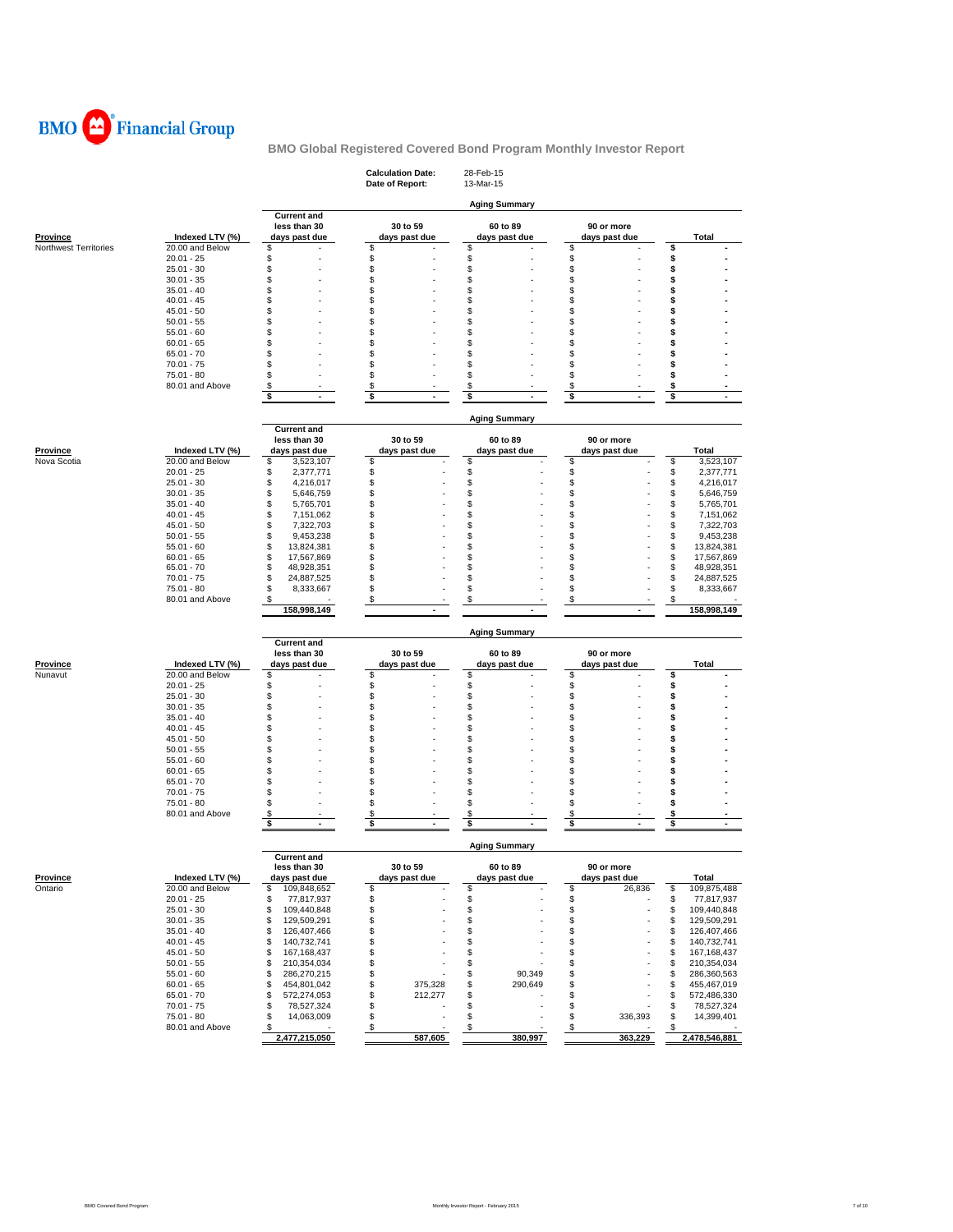BMO Financial Group

**BMO Global Registered Covered Bond Program Monthly Investor Report**

**Calculation Date:** 28-Feb-15
**Date of Report:** 13-Mar-15

**Aging Summary**

| Province | Indexed LTV (%) | Current and less than 30 days past due | 30 to 59 days past due | 60 to 89 days past due | 90 or more days past due | Total |
|---|---|---|---|---|---|---|
| Northwest Territories | 20.00 and Below | $ - | $ - | $ - | $ - | $ - |
| | 20.01 - 25 | $ - | $ - | $ - | $ - | $ - |
| | 25.01 - 30 | $ - | $ - | $ - | $ - | $ - |
| | 30.01 - 35 | $ - | $ - | $ - | $ - | $ - |
| | 35.01 - 40 | $ - | $ - | $ - | $ - | $ - |
| | 40.01 - 45 | $ - | $ - | $ - | $ - | $ - |
| | 45.01 - 50 | $ - | $ - | $ - | $ - | $ - |
| | 50.01 - 55 | $ - | $ - | $ - | $ - | $ - |
| | 55.01 - 60 | $ - | $ - | $ - | $ - | $ - |
| | 60.01 - 65 | $ - | $ - | $ - | $ - | $ - |
| | 65.01 - 70 | $ - | $ - | $ - | $ - | $ - |
| | 70.01 - 75 | $ - | $ - | $ - | $ - | $ - |
| | 75.01 - 80 | $ - | $ - | $ - | $ - | $ - |
| | 80.01 and Above | $ - | $ - | $ - | $ - | $ - |
| | | $ - | $ - | $ - | $ - | $ - |

**Aging Summary**

| Province | Indexed LTV (%) | Current and less than 30 days past due | 30 to 59 days past due | 60 to 89 days past due | 90 or more days past due | Total |
|---|---|---|---|---|---|---|
| Nova Scotia | 20.00 and Below | $ 3,523,107 | $ - | $ - | $ - | $ 3,523,107 |
| | 20.01 - 25 | $ 2,377,771 | $ - | $ - | $ - | $ 2,377,771 |
| | 25.01 - 30 | $ 4,216,017 | $ - | $ - | $ - | $ 4,216,017 |
| | 30.01 - 35 | $ 5,646,759 | $ - | $ - | $ - | $ 5,646,759 |
| | 35.01 - 40 | $ 5,765,701 | $ - | $ - | $ - | $ 5,765,701 |
| | 40.01 - 45 | $ 7,151,062 | $ - | $ - | $ - | $ 7,151,062 |
| | 45.01 - 50 | $ 7,322,703 | $ - | $ - | $ - | $ 7,322,703 |
| | 50.01 - 55 | $ 9,453,238 | $ - | $ - | $ - | $ 9,453,238 |
| | 55.01 - 60 | $ 13,824,381 | $ - | $ - | $ - | $ 13,824,381 |
| | 60.01 - 65 | $ 17,567,869 | $ - | $ - | $ - | $ 17,567,869 |
| | 65.01 - 70 | $ 48,928,351 | $ - | $ - | $ - | $ 48,928,351 |
| | 70.01 - 75 | $ 24,887,525 | $ - | $ - | $ - | $ 24,887,525 |
| | 75.01 - 80 | $ 8,333,667 | $ - | $ - | $ - | $ 8,333,667 |
| | 80.01 and Above | $ - | $ - | $ - | $ - | $ - |
| | | 158,998,149 | - | - | - | 158,998,149 |

**Aging Summary**

| Province | Indexed LTV (%) | Current and less than 30 days past due | 30 to 59 days past due | 60 to 89 days past due | 90 or more days past due | Total |
|---|---|---|---|---|---|---|
| Nunavut | 20.00 and Below | $ - | $ - | $ - | $ - | $ - |
| | 20.01 - 25 | $ - | $ - | $ - | $ - | $ - |
| | 25.01 - 30 | $ - | $ - | $ - | $ - | $ - |
| | 30.01 - 35 | $ - | $ - | $ - | $ - | $ - |
| | 35.01 - 40 | $ - | $ - | $ - | $ - | $ - |
| | 40.01 - 45 | $ - | $ - | $ - | $ - | $ - |
| | 45.01 - 50 | $ - | $ - | $ - | $ - | $ - |
| | 50.01 - 55 | $ - | $ - | $ - | $ - | $ - |
| | 55.01 - 60 | $ - | $ - | $ - | $ - | $ - |
| | 60.01 - 65 | $ - | $ - | $ - | $ - | $ - |
| | 65.01 - 70 | $ - | $ - | $ - | $ - | $ - |
| | 70.01 - 75 | $ - | $ - | $ - | $ - | $ - |
| | 75.01 - 80 | $ - | $ - | $ - | $ - | $ - |
| | 80.01 and Above | $ - | $ - | $ - | $ - | $ - |
| | | $ - | $ - | $ - | $ - | $ - |

**Aging Summary**

| Province | Indexed LTV (%) | Current and less than 30 days past due | 30 to 59 days past due | 60 to 89 days past due | 90 or more days past due | Total |
|---|---|---|---|---|---|---|
| Ontario | 20.00 and Below | $ 109,848,652 | $ - | $ - | $ 26,836 | $ 109,875,488 |
| | 20.01 - 25 | $ 77,817,937 | $ - | $ - | $ - | $ 77,817,937 |
| | 25.01 - 30 | $ 109,440,848 | $ - | $ - | $ - | $ 109,440,848 |
| | 30.01 - 35 | $ 129,509,291 | $ - | $ - | $ - | $ 129,509,291 |
| | 35.01 - 40 | $ 126,407,466 | $ - | $ - | $ - | $ 126,407,466 |
| | 40.01 - 45 | $ 140,732,741 | $ - | $ - | $ - | $ 140,732,741 |
| | 45.01 - 50 | $ 167,168,437 | $ - | $ - | $ - | $ 167,168,437 |
| | 50.01 - 55 | $ 210,354,034 | $ - | $ - | $ - | $ 210,354,034 |
| | 55.01 - 60 | $ 286,270,215 | $ - | $ 90,349 | $ - | $ 286,360,563 |
| | 60.01 - 65 | $ 454,801,042 | $ 375,328 | $ 290,649 | $ - | $ 455,467,019 |
| | 65.01 - 70 | $ 572,274,053 | $ 212,277 | $ - | $ - | $ 572,486,330 |
| | 70.01 - 75 | $ 78,527,324 | $ - | $ - | $ - | $ 78,527,324 |
| | 75.01 - 80 | $ 14,063,009 | $ - | $ - | $ 336,393 | $ 14,399,401 |
| | 80.01 and Above | $ - | $ - | $ - | $ - | $ - |
| | | 2,477,215,050 | 587,605 | 380,997 | 363,229 | 2,478,546,881 |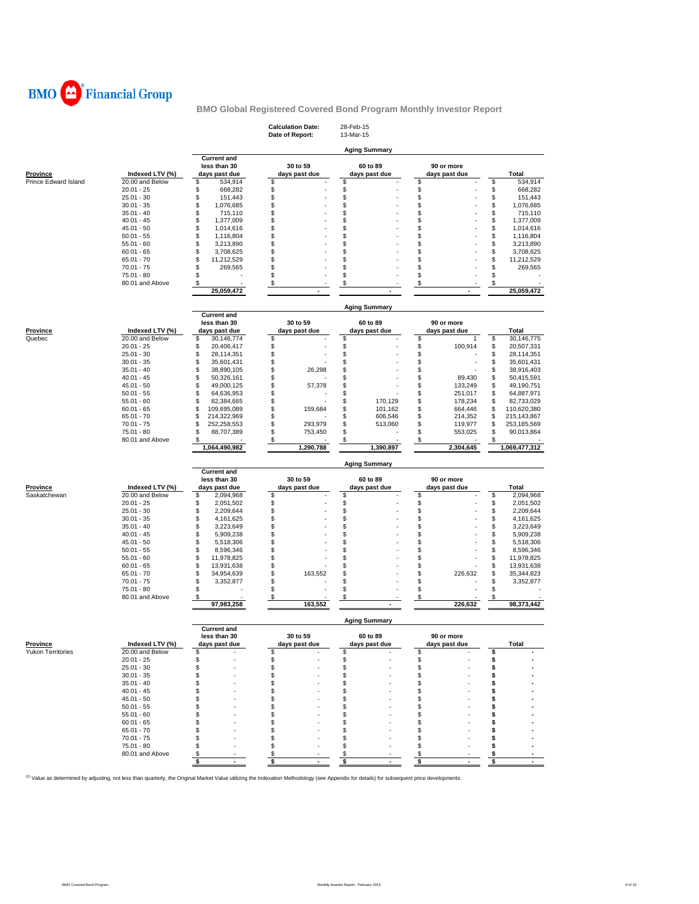# BMO Financial Group

## BMO Global Registered Covered Bond Program Monthly Investor Report

**Calculation Date:** 28-Feb-15
**Date of Report:** 13-Mar-15

### Aging Summary

| Province | Indexed LTV (%) | Current and less than 30 days past due | 30 to 59 days past due | 60 to 89 days past due | 90 or more days past due | Total |
|---|---|---|---|---|---|---|
| Prince Edward Island | 20.00 and Below | $ 534,914 | $ - | $ - | $ - | $ 534,914 |
| | 20.01 - 25 | $ 668,282 | $ - | $ - | $ - | $ 668,282 |
| | 25.01 - 30 | $ 151,443 | $ - | $ - | $ - | $ 151,443 |
| | 30.01 - 35 | $ 1,076,685 | $ - | $ - | $ - | $ 1,076,685 |
| | 35.01 - 40 | $ 715,110 | $ - | $ - | $ - | $ 715,110 |
| | 40.01 - 45 | $ 1,377,009 | $ - | $ - | $ - | $ 1,377,009 |
| | 45.01 - 50 | $ 1,014,616 | $ - | $ - | $ - | $ 1,014,616 |
| | 50.01 - 55 | $ 1,116,804 | $ - | $ - | $ - | $ 1,116,804 |
| | 55.01 - 60 | $ 3,213,890 | $ - | $ - | $ - | $ 3,213,890 |
| | 60.01 - 65 | $ 3,708,625 | $ - | $ - | $ - | $ 3,708,625 |
| | 65.01 - 70 | $ 11,212,529 | $ - | $ - | $ - | $ 11,212,529 |
| | 70.01 - 75 | $ 269,565 | $ - | $ - | $ - | $ 269,565 |
| | 75.01 - 80 | $ - | $ - | $ - | $ - | $ - |
| | 80.01 and Above | $ - | $ - | $ - | $ - | $ - |
| | | 25,059,472 | - | - | - | 25,059,472 |

### Aging Summary

| Province | Indexed LTV (%) | Current and less than 30 days past due | 30 to 59 days past due | 60 to 89 days past due | 90 or more days past due | Total |
|---|---|---|---|---|---|---|
| Quebec | 20.00 and Below | $ 30,146,774 | $ - | $ - | $ 1 | $ 30,146,775 |
| | 20.01 - 25 | $ 20,406,417 | $ - | $ - | $ 100,914 | $ 20,507,331 |
| | 25.01 - 30 | $ 28,114,351 | $ - | $ - | $ - | $ 28,114,351 |
| | 30.01 - 35 | $ 35,601,431 | $ - | $ - | $ - | $ 35,601,431 |
| | 35.01 - 40 | $ 38,890,105 | $ 26,298 | $ - | $ - | $ 38,916,403 |
| | 40.01 - 45 | $ 50,326,161 | $ - | $ - | $ 89,430 | $ 50,415,591 |
| | 45.01 - 50 | $ 49,000,125 | $ 57,378 | $ - | $ 133,249 | $ 49,190,751 |
| | 50.01 - 55 | $ 64,636,953 | $ - | $ - | $ 251,017 | $ 64,887,971 |
| | 55.01 - 60 | $ 82,384,665 | $ - | $ 170,129 | $ 178,234 | $ 82,733,029 |
| | 60.01 - 65 | $ 109,695,089 | $ 159,684 | $ 101,162 | $ 664,446 | $ 110,620,380 |
| | 65.01 - 70 | $ 214,322,969 | $ - | $ 606,546 | $ 214,352 | $ 215,143,867 |
| | 70.01 - 75 | $ 252,258,553 | $ 293,979 | $ 513,060 | $ 119,977 | $ 253,185,569 |
| | 75.01 - 80 | $ 88,707,389 | $ 753,450 | $ - | $ 553,025 | $ 90,013,864 |
| | 80.01 and Above | $ - | $ - | $ - | $ - | $ - |
| | | 1,064,490,982 | 1,290,788 | 1,390,897 | 2,304,645 | 1,069,477,312 |

### Aging Summary

| Province | Indexed LTV (%) | Current and less than 30 days past due | 30 to 59 days past due | 60 to 89 days past due | 90 or more days past due | Total |
|---|---|---|---|---|---|---|
| Saskatchewan | 20.00 and Below | $ 2,094,968 | $ - | $ - | $ - | $ 2,094,968 |
| | 20.01 - 25 | $ 2,051,502 | $ - | $ - | $ - | $ 2,051,502 |
| | 25.01 - 30 | $ 2,209,644 | $ - | $ - | $ - | $ 2,209,644 |
| | 30.01 - 35 | $ 4,161,625 | $ - | $ - | $ - | $ 4,161,625 |
| | 35.01 - 40 | $ 3,223,649 | $ - | $ - | $ - | $ 3,223,649 |
| | 40.01 - 45 | $ 5,909,238 | $ - | $ - | $ - | $ 5,909,238 |
| | 45.01 - 50 | $ 5,518,306 | $ - | $ - | $ - | $ 5,518,306 |
| | 50.01 - 55 | $ 8,596,346 | $ - | $ - | $ - | $ 8,596,346 |
| | 55.01 - 60 | $ 11,978,825 | $ - | $ - | $ - | $ 11,978,825 |
| | 60.01 - 65 | $ 13,931,638 | $ - | $ - | $ - | $ 13,931,638 |
| | 65.01 - 70 | $ 34,954,639 | $ 163,552 | $ - | $ 226,632 | $ 35,344,823 |
| | 70.01 - 75 | $ 3,352,877 | $ - | $ - | $ - | $ 3,352,877 |
| | 75.01 - 80 | $ - | $ - | $ - | $ - | $ - |
| | 80.01 and Above | $ - | $ - | $ - | $ - | $ - |
| | | 97,983,258 | 163,552 | - | 226,632 | 98,373,442 |

### Aging Summary

| Province | Indexed LTV (%) | Current and less than 30 days past due | 30 to 59 days past due | 60 to 89 days past due | 90 or more days past due | Total |
|---|---|---|---|---|---|---|
| Yukon Territories | 20.00 and Below | $ - | $ - | $ - | $ - | $ - |
| | 20.01 - 25 | $ - | $ - | $ - | $ - | $ - |
| | 25.01 - 30 | $ - | $ - | $ - | $ - | $ - |
| | 30.01 - 35 | $ - | $ - | $ - | $ - | $ - |
| | 35.01 - 40 | $ - | $ - | $ - | $ - | $ - |
| | 40.01 - 45 | $ - | $ - | $ - | $ - | $ - |
| | 45.01 - 50 | $ - | $ - | $ - | $ - | $ - |
| | 50.01 - 55 | $ - | $ - | $ - | $ - | $ - |
| | 55.01 - 60 | $ - | $ - | $ - | $ - | $ - |
| | 60.01 - 65 | $ - | $ - | $ - | $ - | $ - |
| | 65.01 - 70 | $ - | $ - | $ - | $ - | $ - |
| | 70.01 - 75 | $ - | $ - | $ - | $ - | $ - |
| | 75.01 - 80 | $ - | $ - | $ - | $ - | $ - |
| | 80.01 and Above | $ - | $ - | $ - | $ - | $ - |
| | | $ - | $ - | $ - | $ - | $ - |

[1] Value as determined by adjusting, not less than quarterly, the Original Market Value utilizing the Indexation Methodology (see Appendix for details) for subsequent price developments.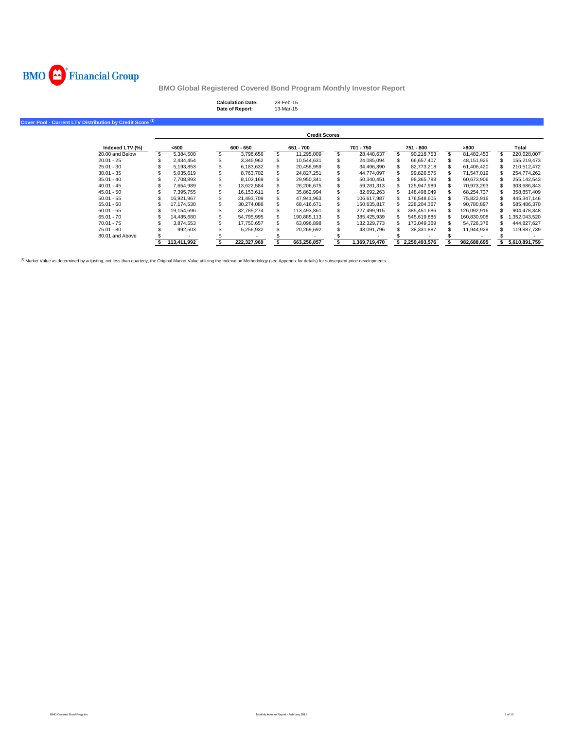BMO Financial Group

# BMO Global Registered Covered Bond Program Monthly Investor Report

**Calculation Date:** 28-Feb-15
**Date of Report:** 13-Mar-15

## Cover Pool - Current LTV Distribution by Credit Score [1]

| | Credit Scores | | | | | | |
|---|---|---|---|---|---|---|---|
| **Indexed LTV (%)** | **<600** | **600 - 650** | **651 - 700** | **701 - 750** | **751 - 800** | **>800** | **Total** |
| 20.00 and Below | $ 5,384,500 | $ 3,798,656 | $ 11,295,009 | $ 28,448,637 | $ 90,218,753 | $ 81,482,453 | $ 220,628,007 |
| 20.01 - 25 | $ 2,434,454 | $ 3,345,962 | $ 10,544,631 | $ 24,085,094 | $ 66,657,407 | $ 48,151,925 | $ 155,219,473 |
| 25.01 - 30 | $ 5,193,853 | $ 6,183,632 | $ 20,458,959 | $ 34,496,390 | $ 82,773,218 | $ 61,406,420 | $ 210,512,472 |
| 30.01 - 35 | $ 5,035,619 | $ 8,763,702 | $ 24,827,251 | $ 44,774,097 | $ 99,826,575 | $ 71,547,019 | $ 254,774,262 |
| 35.01 - 40 | $ 7,708,893 | $ 8,103,169 | $ 29,950,341 | $ 50,340,451 | $ 98,365,783 | $ 60,673,906 | $ 255,142,543 |
| 40.01 - 45 | $ 7,654,989 | $ 13,622,584 | $ 26,206,675 | $ 59,281,313 | $ 125,947,989 | $ 70,973,293 | $ 303,686,843 |
| 45.01 - 50 | $ 7,395,755 | $ 16,153,611 | $ 35,862,994 | $ 82,692,263 | $ 148,498,049 | $ 68,254,737 | $ 358,857,409 |
| 50.01 - 55 | $ 16,921,967 | $ 21,493,709 | $ 47,941,963 | $ 106,617,987 | $ 176,548,605 | $ 75,822,916 | $ 445,347,146 |
| 55.01 - 60 | $ 17,174,530 | $ 30,274,086 | $ 68,416,671 | $ 150,635,817 | $ 228,204,367 | $ 90,780,897 | $ 585,486,370 |
| 60.01 - 65 | $ 19,154,696 | $ 32,785,274 | $ 113,493,861 | $ 227,499,915 | $ 385,451,686 | $ 126,092,916 | $ 904,478,348 |
| 65.01 - 70 | $ 14,485,680 | $ 54,795,995 | $ 190,885,113 | $ 385,425,939 | $ 545,619,885 | $ 160,830,908 | $ 1,352,043,520 |
| 70.01 - 75 | $ 3,874,553 | $ 17,750,657 | $ 63,096,898 | $ 132,329,773 | $ 173,049,369 | $ 54,726,376 | $ 444,827,627 |
| 75.01 - 80 | $ 992,503 | $ 5,256,932 | $ 20,269,692 | $ 43,091,796 | $ 38,331,887 | $ 11,944,929 | $ 119,887,739 |
| 80.01 and Above | $ - | $ - | $ - | $ - | $ - | $ - | $ - |
| | **$ 113,411,992** | **$ 222,327,969** | **$ 663,250,057** | **$ 1,369,719,470** | **$ 2,259,493,576** | **$ 982,688,695** | **$ 5,610,891,759** |

[1] Market Value as determined by adjusting, not less than quarterly, the Original Market Value utilizing the Indexation Methodology (see Appendix for details) for subsequent price developments.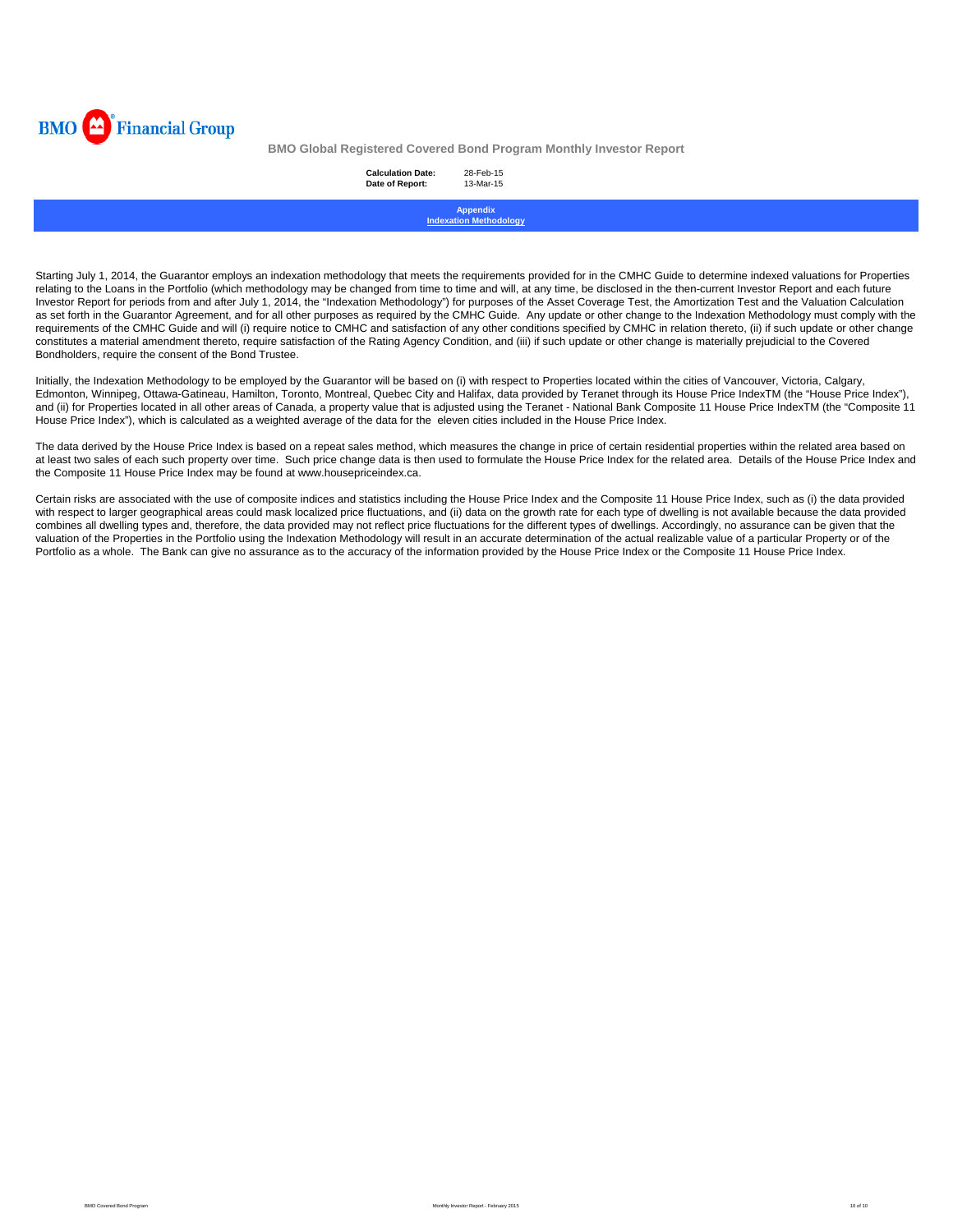BMO Financial Group

**BMO Global Registered Covered Bond Program Monthly Investor Report**

| | |
|---|---|
| **Calculation Date:** | 28-Feb-15 |
| **Date of Report:** | 13-Mar-15 |

## Appendix
### Indexation Methodology

Starting July 1, 2014, the Guarantor employs an indexation methodology that meets the requirements provided for in the CMHC Guide to determine indexed valuations for Properties relating to the Loans in the Portfolio (which methodology may be changed from time to time and will, at any time, be disclosed in the then-current Investor Report and each future Investor Report for periods from and after July 1, 2014, the "Indexation Methodology") for purposes of the Asset Coverage Test, the Amortization Test and the Valuation Calculation as set forth in the Guarantor Agreement, and for all other purposes as required by the CMHC Guide. Any update or other change to the Indexation Methodology must comply with the requirements of the CMHC Guide and will (i) require notice to CMHC and satisfaction of any other conditions specified by CMHC in relation thereto, (ii) if such update or other change constitutes a material amendment thereto, require satisfaction of the Rating Agency Condition, and (iii) if such update or other change is materially prejudicial to the Covered Bondholders, require the consent of the Bond Trustee.

Initially, the Indexation Methodology to be employed by the Guarantor will be based on (i) with respect to Properties located within the cities of Vancouver, Victoria, Calgary, Edmonton, Winnipeg, Ottawa-Gatineau, Hamilton, Toronto, Montreal, Quebec City and Halifax, data provided by Teranet through its House Price IndexTM (the "House Price Index"), and (ii) for Properties located in all other areas of Canada, a property value that is adjusted using the Teranet - National Bank Composite 11 House Price IndexTM (the "Composite 11 House Price Index"), which is calculated as a weighted average of the data for the eleven cities included in the House Price Index.

The data derived by the House Price Index is based on a repeat sales method, which measures the change in price of certain residential properties within the related area based on at least two sales of each such property over time. Such price change data is then used to formulate the House Price Index for the related area. Details of the House Price Index and the Composite 11 House Price Index may be found at www.housepriceindex.ca.

Certain risks are associated with the use of composite indices and statistics including the House Price Index and the Composite 11 House Price Index, such as (i) the data provided with respect to larger geographical areas could mask localized price fluctuations, and (ii) data on the growth rate for each type of dwelling is not available because the data provided combines all dwelling types and, therefore, the data provided may not reflect price fluctuations for the different types of dwellings. Accordingly, no assurance can be given that the valuation of the Properties in the Portfolio using the Indexation Methodology will result in an accurate determination of the actual realizable value of a particular Property or of the Portfolio as a whole. The Bank can give no assurance as to the accuracy of the information provided by the House Price Index or the Composite 11 House Price Index.